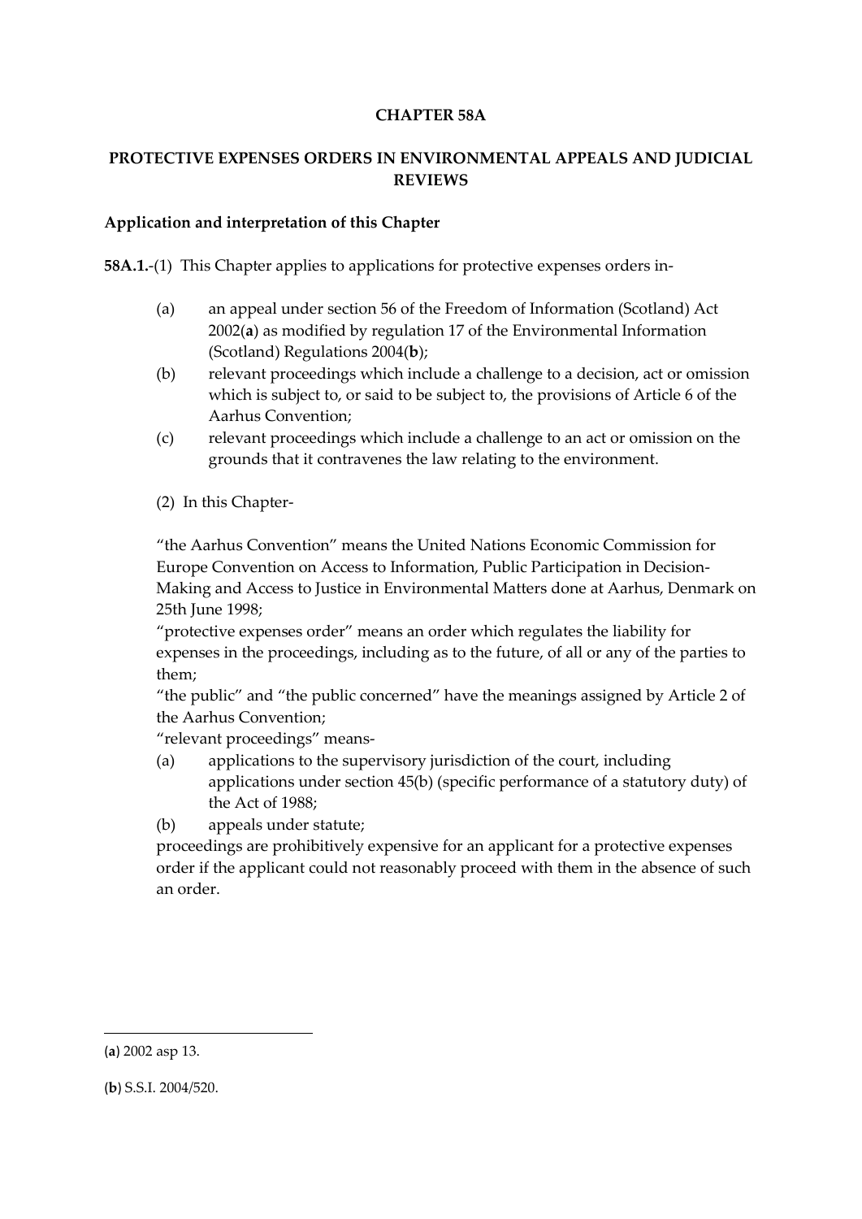**CHAPTER 58A**

**PROTECTIVE EXPENSES ORDERS IN ENVIRONMENTAL APPEALS AND JUDICIAL REVIEWS**

**Application and interpretation of this Chapter**

**58A.1.**-(1) This Chapter applies to applications for protective expenses orders in-

(a) an appeal under section 56 of the Freedom of Information (Scotland) Act 2002(**a**) as modified by regulation 17 of the Environmental Information (Scotland) Regulations 2004(**b**);

(b) relevant proceedings which include a challenge to a decision, act or omission which is subject to, or said to be subject to, the provisions of Article 6 of the Aarhus Convention;

(c) relevant proceedings which include a challenge to an act or omission on the grounds that it contravenes the law relating to the environment.

(2) In this Chapter-

"the Aarhus Convention" means the United Nations Economic Commission for Europe Convention on Access to Information, Public Participation in Decision-Making and Access to Justice in Environmental Matters done at Aarhus, Denmark on 25th June 1998;

"protective expenses order" means an order which regulates the liability for expenses in the proceedings, including as to the future, of all or any of the parties to them;

"the public" and "the public concerned" have the meanings assigned by Article 2 of the Aarhus Convention;

"relevant proceedings" means-

(a) applications to the supervisory jurisdiction of the court, including applications under section 45(b) (specific performance of a statutory duty) of the Act of 1988;

(b) appeals under statute;

proceedings are prohibitively expensive for an applicant for a protective expenses order if the applicant could not reasonably proceed with them in the absence of such an order.

---

(**a**) 2002 asp 13.

(**b**) S.S.I. 2004/520.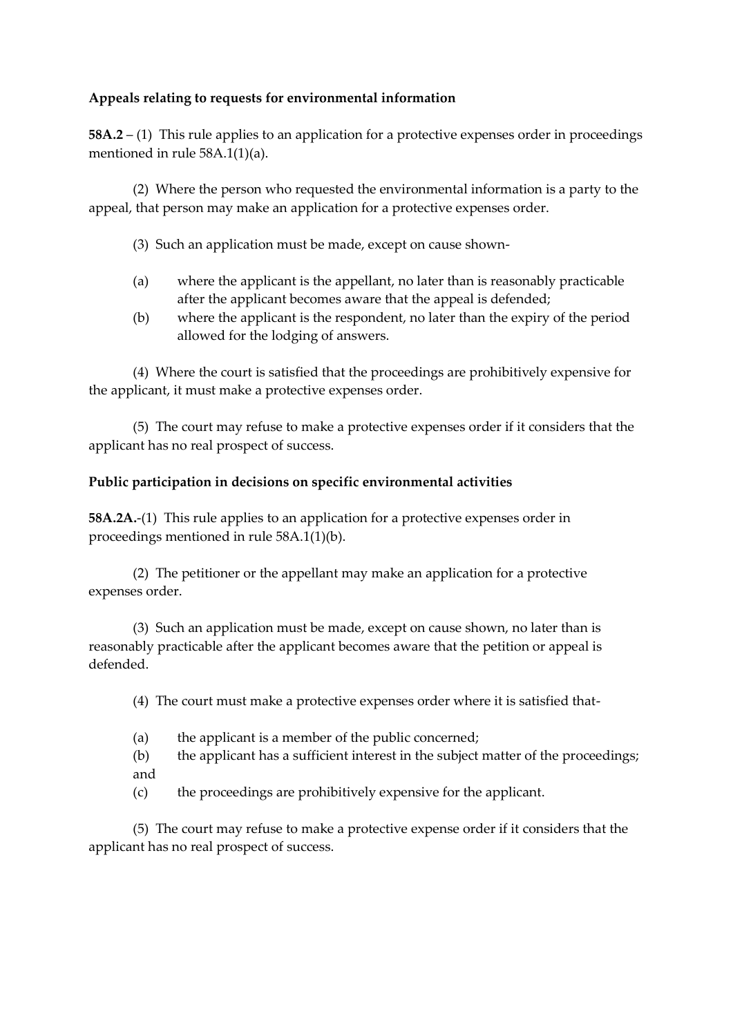**Appeals relating to requests for environmental information**

**58A.2** – (1) This rule applies to an application for a protective expenses order in proceedings mentioned in rule 58A.1(1)(a).

(2) Where the person who requested the environmental information is a party to the appeal, that person may make an application for a protective expenses order.

(3) Such an application must be made, except on cause shown-

(a) where the applicant is the appellant, no later than is reasonably practicable after the applicant becomes aware that the appeal is defended;

(b) where the applicant is the respondent, no later than the expiry of the period allowed for the lodging of answers.

(4) Where the court is satisfied that the proceedings are prohibitively expensive for the applicant, it must make a protective expenses order.

(5) The court may refuse to make a protective expenses order if it considers that the applicant has no real prospect of success.

**Public participation in decisions on specific environmental activities**

**58A.2A.**-(1) This rule applies to an application for a protective expenses order in proceedings mentioned in rule 58A.1(1)(b).

(2) The petitioner or the appellant may make an application for a protective expenses order.

(3) Such an application must be made, except on cause shown, no later than is reasonably practicable after the applicant becomes aware that the petition or appeal is defended.

(4) The court must make a protective expenses order where it is satisfied that-

(a) the applicant is a member of the public concerned;

(b) the applicant has a sufficient interest in the subject matter of the proceedings; and

(c) the proceedings are prohibitively expensive for the applicant.

(5) The court may refuse to make a protective expense order if it considers that the applicant has no real prospect of success.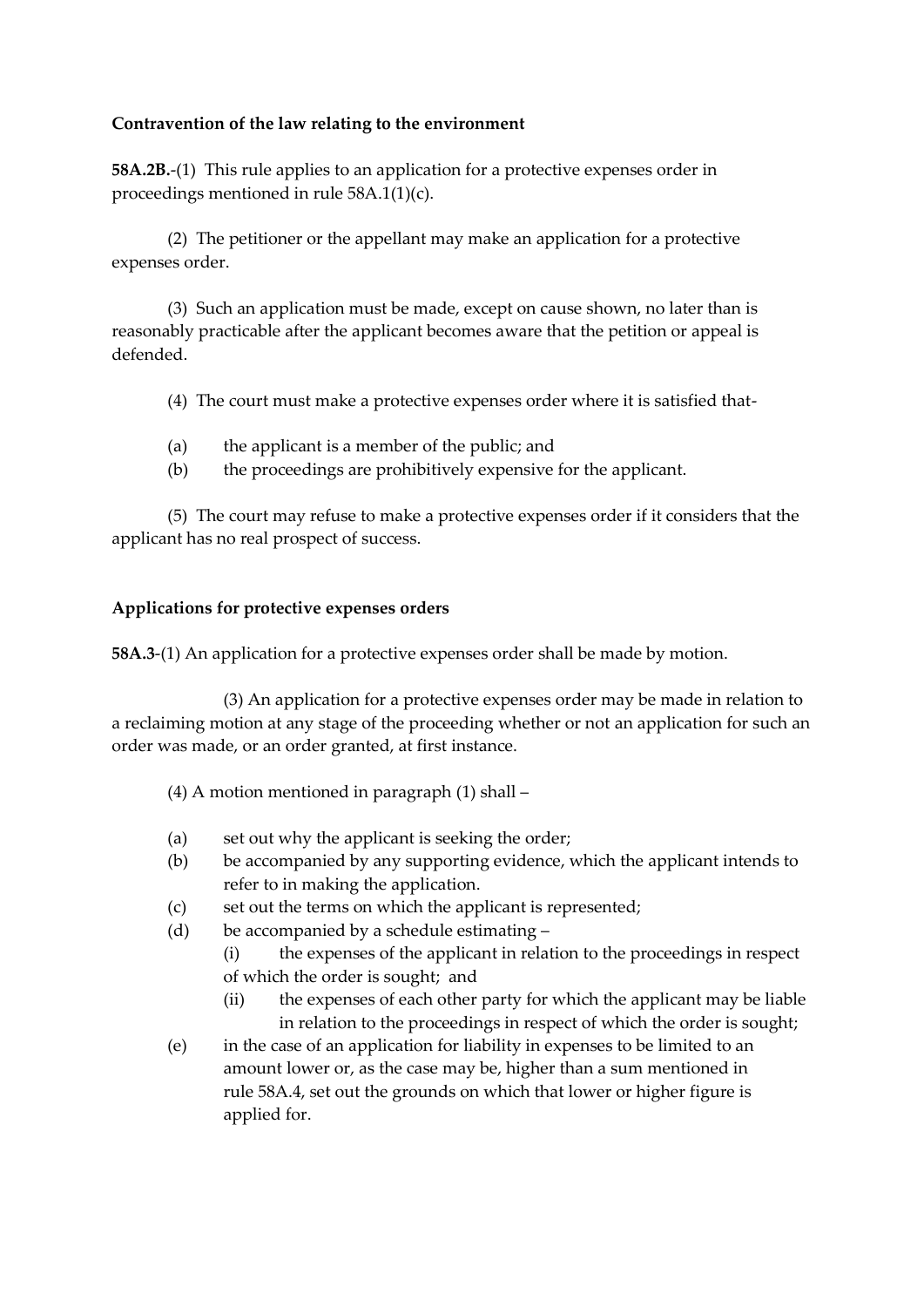**Contravention of the law relating to the environment**

**58A.2B.**-(1) This rule applies to an application for a protective expenses order in proceedings mentioned in rule 58A.1(1)(c).

(2) The petitioner or the appellant may make an application for a protective expenses order.

(3) Such an application must be made, except on cause shown, no later than is reasonably practicable after the applicant becomes aware that the petition or appeal is defended.

(4) The court must make a protective expenses order where it is satisfied that-

(a) the applicant is a member of the public; and
(b) the proceedings are prohibitively expensive for the applicant.

(5) The court may refuse to make a protective expenses order if it considers that the applicant has no real prospect of success.

**Applications for protective expenses orders**

**58A.3**-(1) An application for a protective expenses order shall be made by motion.

(3) An application for a protective expenses order may be made in relation to a reclaiming motion at any stage of the proceeding whether or not an application for such an order was made, or an order granted, at first instance.

(4) A motion mentioned in paragraph (1) shall –

(a) set out why the applicant is seeking the order;
(b) be accompanied by any supporting evidence, which the applicant intends to refer to in making the application.
(c) set out the terms on which the applicant is represented;
(d) be accompanied by a schedule estimating –
  (i) the expenses of the applicant in relation to the proceedings in respect of which the order is sought; and
  (ii) the expenses of each other party for which the applicant may be liable in relation to the proceedings in respect of which the order is sought;
(e) in the case of an application for liability in expenses to be limited to an amount lower or, as the case may be, higher than a sum mentioned in rule 58A.4, set out the grounds on which that lower or higher figure is applied for.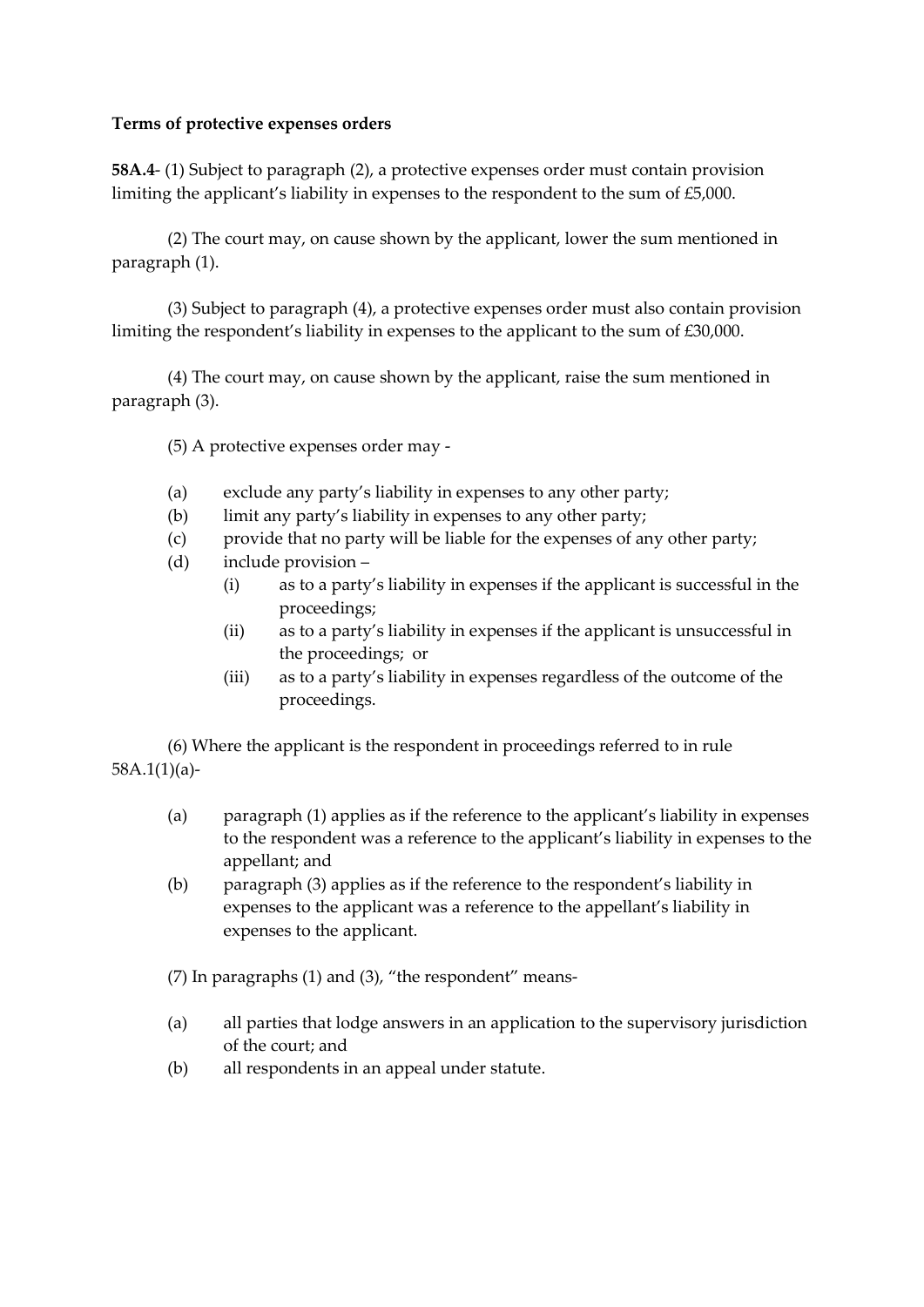**Terms of protective expenses orders**

**58A.4**- (1) Subject to paragraph (2), a protective expenses order must contain provision limiting the applicant's liability in expenses to the respondent to the sum of £5,000.

(2) The court may, on cause shown by the applicant, lower the sum mentioned in paragraph (1).

(3) Subject to paragraph (4), a protective expenses order must also contain provision limiting the respondent's liability in expenses to the applicant to the sum of £30,000.

(4) The court may, on cause shown by the applicant, raise the sum mentioned in paragraph (3).

(5) A protective expenses order may -

- (a) exclude any party's liability in expenses to any other party;
- (b) limit any party's liability in expenses to any other party;
- (c) provide that no party will be liable for the expenses of any other party;
- (d) include provision –
  - (i) as to a party's liability in expenses if the applicant is successful in the proceedings;
  - (ii) as to a party's liability in expenses if the applicant is unsuccessful in the proceedings; or
  - (iii) as to a party's liability in expenses regardless of the outcome of the proceedings.

(6) Where the applicant is the respondent in proceedings referred to in rule 58A.1(1)(a)-

- (a) paragraph (1) applies as if the reference to the applicant's liability in expenses to the respondent was a reference to the applicant's liability in expenses to the appellant; and
- (b) paragraph (3) applies as if the reference to the respondent's liability in expenses to the applicant was a reference to the appellant's liability in expenses to the applicant.

(7) In paragraphs (1) and (3), "the respondent" means-

- (a) all parties that lodge answers in an application to the supervisory jurisdiction of the court; and
- (b) all respondents in an appeal under statute.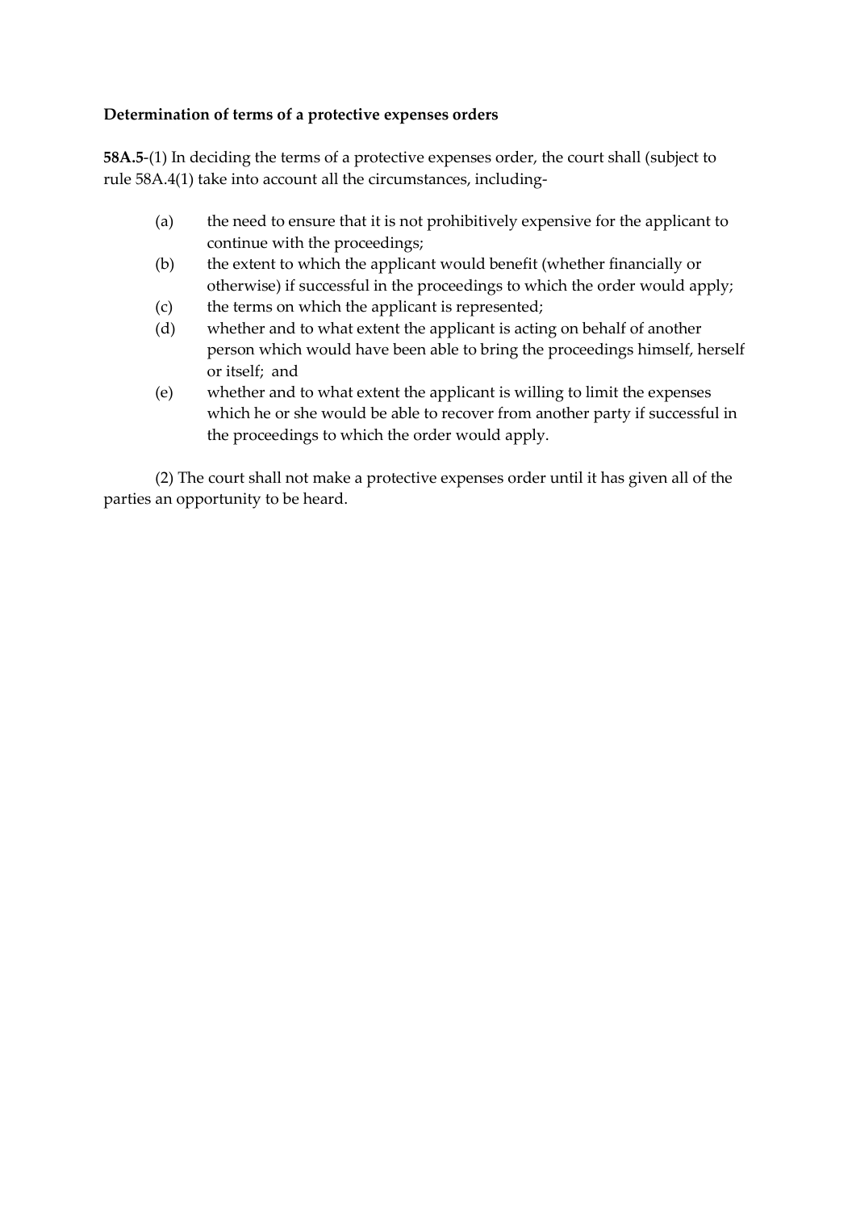**Determination of terms of a protective expenses orders**

**58A.5**-(1) In deciding the terms of a protective expenses order, the court shall (subject to rule 58A.4(1) take into account all the circumstances, including-

- (a) the need to ensure that it is not prohibitively expensive for the applicant to continue with the proceedings;
- (b) the extent to which the applicant would benefit (whether financially or otherwise) if successful in the proceedings to which the order would apply;
- (c) the terms on which the applicant is represented;
- (d) whether and to what extent the applicant is acting on behalf of another person which would have been able to bring the proceedings himself, herself or itself; and
- (e) whether and to what extent the applicant is willing to limit the expenses which he or she would be able to recover from another party if successful in the proceedings to which the order would apply.

(2) The court shall not make a protective expenses order until it has given all of the parties an opportunity to be heard.